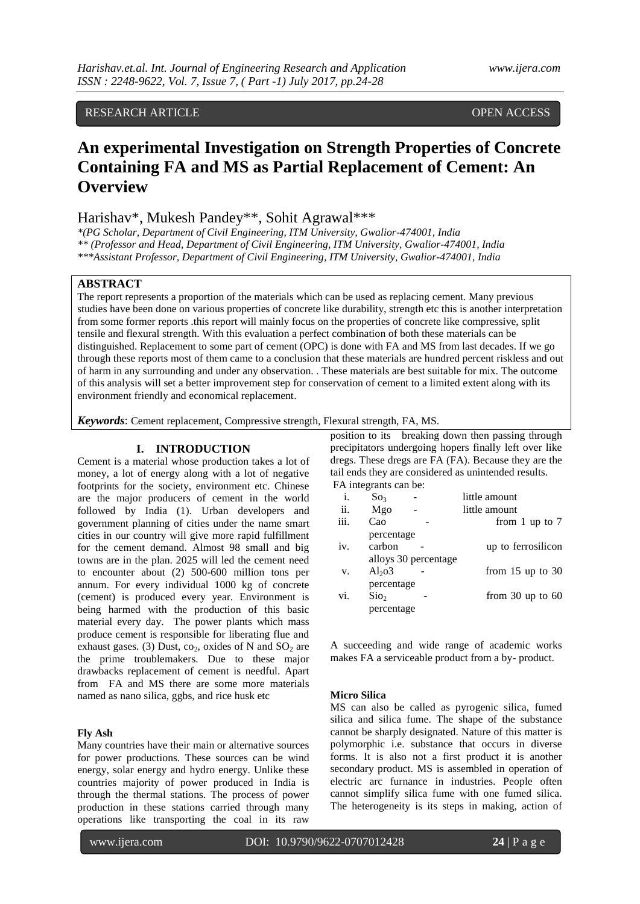RESEARCH ARTICLE OPEN ACCESS

# An experimental Investigation on Strength Properties of Concrete Containing FA and MS as Partial Replacement of Cement: An Overview

Harishav*, Mukesh Pandey**, Sohit Agrawal***

*\*(PG Scholar, Department of Civil Engineering, ITM University, Gwalior-474001, India*
*\*\* (Professor and Head, Department of Civil Engineering, ITM University, Gwalior-474001, India*
*\*\*\*Assistant Professor, Department of Civil Engineering, ITM University, Gwalior-474001, India*

## ABSTRACT

The report represents a proportion of the materials which can be used as replacing cement. Many previous studies have been done on various properties of concrete like durability, strength etc this is another interpretation from some former reports .this report will mainly focus on the properties of concrete like compressive, split tensile and flexural strength. With this evaluation a perfect combination of both these materials can be distinguished. Replacement to some part of cement (OPC) is done with FA and MS from last decades. If we go through these reports most of them came to a conclusion that these materials are hundred percent riskless and out of harm in any surrounding and under any observation. . These materials are best suitable for mix. The outcome of this analysis will set a better improvement step for conservation of cement to a limited extent along with its environment friendly and economical replacement.

***Keywords***: Cement replacement, Compressive strength, Flexural strength, FA, MS.

## I. INTRODUCTION

Cement is a material whose production takes a lot of money, a lot of energy along with a lot of negative footprints for the society, environment etc. Chinese are the major producers of cement in the world followed by India (1). Urban developers and government planning of cities under the name smart cities in our country will give more rapid fulfillment for the cement demand. Almost 98 small and big towns are in the plan. 2025 will led the cement need to encounter about (2) 500-600 million tons per annum. For every individual 1000 kg of concrete (cement) is produced every year. Environment is being harmed with the production of this basic material every day. The power plants which mass produce cement is responsible for liberating flue and exhaust gases. (3) Dust, $co_2$, oxides of N and $SO_2$ are the prime troublemakers. Due to these major drawbacks replacement of cement is needful. Apart from FA and MS there are some more materials named as nano silica, ggbs, and rice husk etc

### Fly Ash

Many countries have their main or alternative sources for power productions. These sources can be wind energy, solar energy and hydro energy. Unlike these countries majority of power produced in India is through the thermal stations. The process of power production in these stations carried through many operations like transporting the coal in its raw position to its breaking down then passing through precipitators undergoing hopers finally left over like dregs. These dregs are FA (FA). Because they are the tail ends they are considered as unintended results.

FA integrants can be:

i. $So_3$ - little amount
ii. Mgo - little amount
iii. Cao - from 1 up to 7 percentage
iv. carbon - up to ferrosilicon alloys 30 percentage
v. $Al_2o3$ - from 15 up to 30 percentage
vi. $Sio_2$ - from 30 up to 60 percentage

A succeeding and wide range of academic works makes FA a serviceable product from a by- product.

### Micro Silica

MS can also be called as pyrogenic silica, fumed silica and silica fume. The shape of the substance cannot be sharply designated. Nature of this matter is polymorphic i.e. substance that occurs in diverse forms. It is also not a first product it is another secondary product. MS is assembled in operation of electric arc furnance in industries. People often cannot simplify silica fume with one fumed silica. The heterogeneity is its steps in making, action of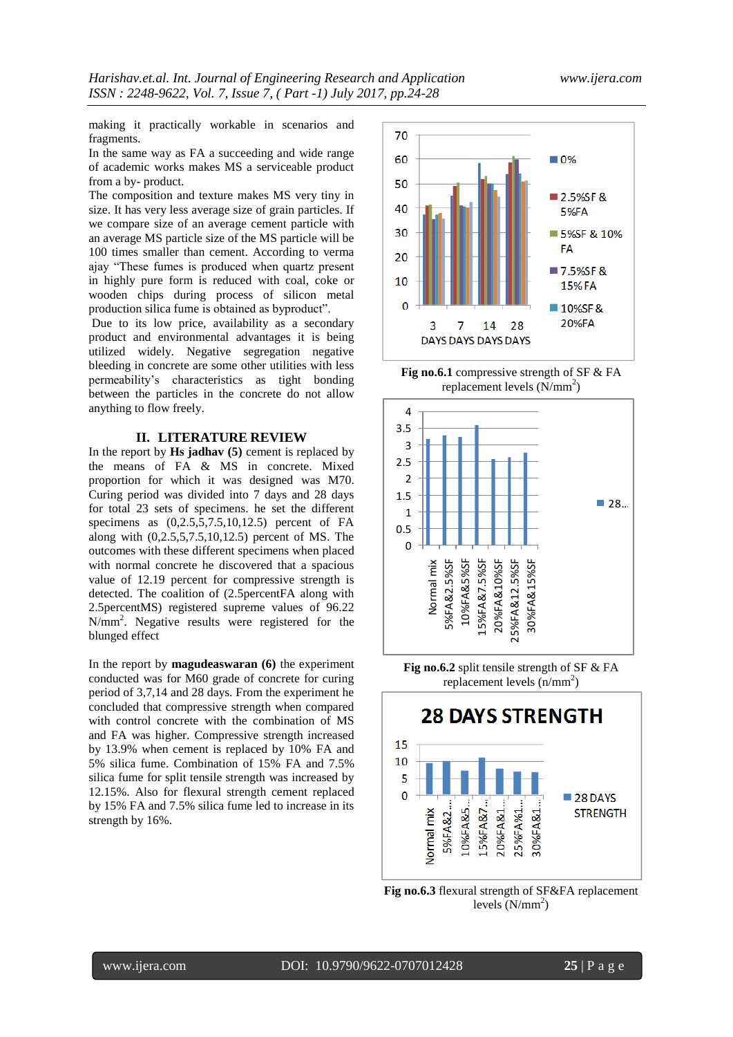making it practically workable in scenarios and fragments.

In the same way as FA a succeeding and wide range of academic works makes MS a serviceable product from a by- product.

The composition and texture makes MS very tiny in size. It has very less average size of grain particles. If we compare size of an average cement particle with an average MS particle size of the MS particle will be 100 times smaller than cement. According to verma ajay "These fumes is produced when quartz present in highly pure form is reduced with coal, coke or wooden chips during process of silicon metal production silica fume is obtained as byproduct".

Due to its low price, availability as a secondary product and environmental advantages it is being utilized widely. Negative segregation negative bleeding in concrete are some other utilities with less permeability's characteristics as tight bonding between the particles in the concrete do not allow anything to flow freely.

## II. LITERATURE REVIEW

In the report by **Hs jadhav (5)** cement is replaced by the means of FA & MS in concrete. Mixed proportion for which it was designed was M70. Curing period was divided into 7 days and 28 days for total 23 sets of specimens. he set the different specimens as (0,2.5,5,7.5,10,12.5) percent of FA along with (0,2.5,5,7.5,10,12.5) percent of MS. The outcomes with these different specimens when placed with normal concrete he discovered that a spacious value of 12.19 percent for compressive strength is detected. The coalition of (2.5percentFA along with 2.5percentMS) registered supreme values of 96.22 N/mm$^2$. Negative results were registered for the blunged effect

In the report by **magudeaswaran (6)** the experiment conducted was for M60 grade of concrete for curing period of 3,7,14 and 28 days. From the experiment he concluded that compressive strength when compared with control concrete with the combination of MS and FA was higher. Compressive strength increased by 13.9% when cement is replaced by 10% FA and 5% silica fume. Combination of 15% FA and 7.5% silica fume for split tensile strength was increased by 12.15%. Also for flexural strength cement replaced by 15% FA and 7.5% silica fume led to increase in its strength by 16%.

**Fig no.6.1** compressive strength of SF & FA replacement levels (N/mm$^2$)

**Fig no.6.2** split tensile strength of SF & FA replacement levels (n/mm$^2$)

**Fig no.6.3** flexural strength of SF&FA replacement levels (N/mm$^2$)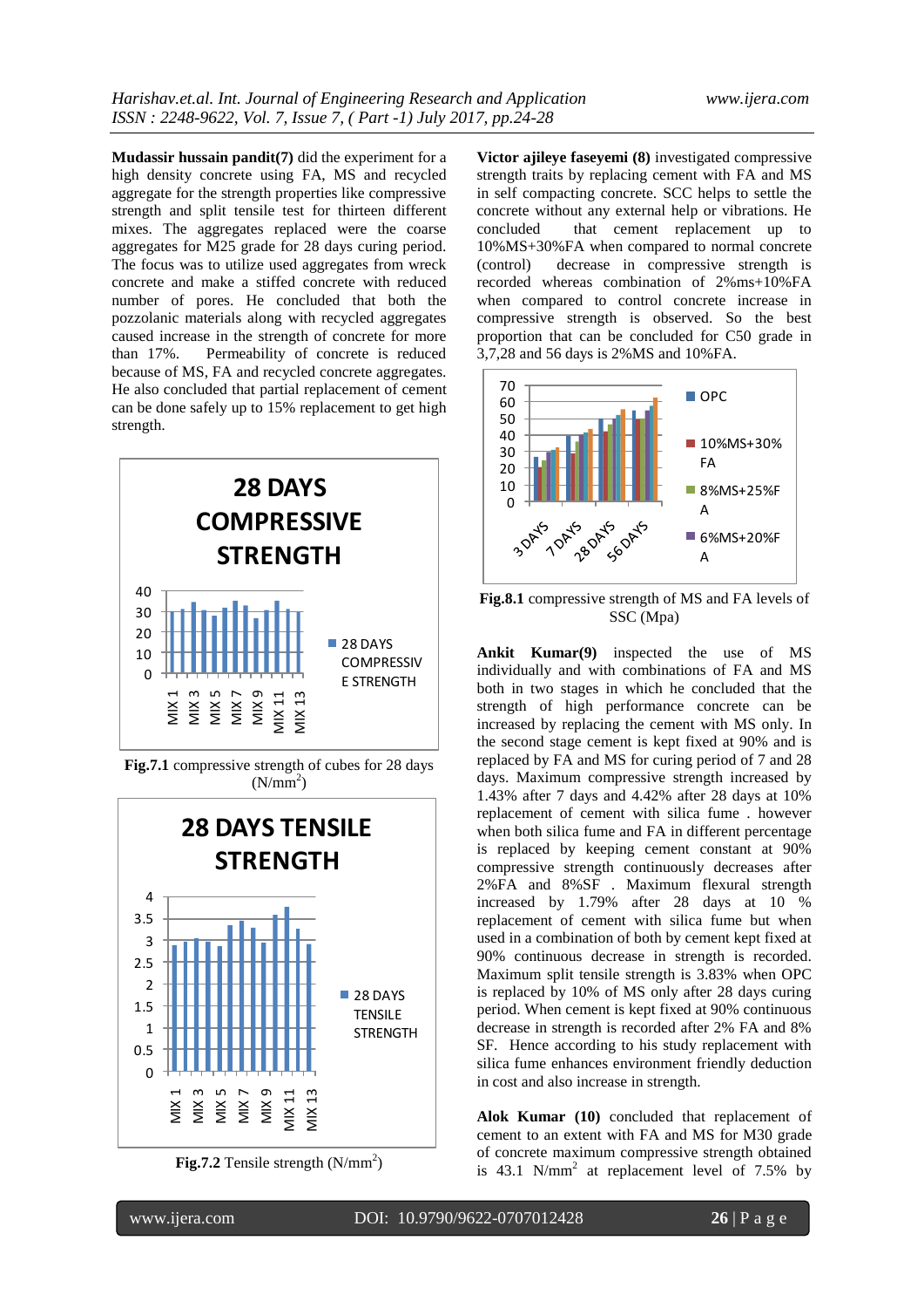**Mudassir hussain pandit(7)** did the experiment for a high density concrete using FA, MS and recycled aggregate for the strength properties like compressive strength and split tensile test for thirteen different mixes. The aggregates replaced were the coarse aggregates for M25 grade for 28 days curing period. The focus was to utilize used aggregates from wreck concrete and make a stiffed concrete with reduced number of pores. He concluded that both the pozzolanic materials along with recycled aggregates caused increase in the strength of concrete for more than 17%. Permeability of concrete is reduced because of MS, FA and recycled concrete aggregates. He also concluded that partial replacement of cement can be done safely up to 15% replacement to get high strength.

**Fig.7.1** compressive strength of cubes for 28 days ($N/mm^2$)

**Fig.7.2** Tensile strength ($N/mm^2$)

**Victor ajileye faseyemi (8)** investigated compressive strength traits by replacing cement with FA and MS in self compacting concrete. SCC helps to settle the concrete without any external help or vibrations. He concluded that cement replacement up to 10%MS+30%FA when compared to normal concrete (control) decrease in compressive strength is recorded whereas combination of 2%ms+10%FA when compared to control concrete increase in compressive strength is observed. So the best proportion that can be concluded for C50 grade in 3,7,28 and 56 days is 2%MS and 10%FA.

**Fig.8.1** compressive strength of MS and FA levels of SSC (Mpa)

**Ankit Kumar(9)** inspected the use of MS individually and with combinations of FA and MS both in two stages in which he concluded that the strength of high performance concrete can be increased by replacing the cement with MS only. In the second stage cement is kept fixed at 90% and is replaced by FA and MS for curing period of 7 and 28 days. Maximum compressive strength increased by 1.43% after 7 days and 4.42% after 28 days at 10% replacement of cement with silica fume . however when both silica fume and FA in different percentage is replaced by keeping cement constant at 90% compressive strength continuously decreases after 2%FA and 8%SF . Maximum flexural strength increased by 1.79% after 28 days at 10 % replacement of cement with silica fume but when used in a combination of both by cement kept fixed at 90% continuous decrease in strength is recorded. Maximum split tensile strength is 3.83% when OPC is replaced by 10% of MS only after 28 days curing period. When cement is kept fixed at 90% continuous decrease in strength is recorded after 2% FA and 8% SF. Hence according to his study replacement with silica fume enhances environment friendly deduction in cost and also increase in strength.

**Alok Kumar (10)** concluded that replacement of cement to an extent with FA and MS for M30 grade of concrete maximum compressive strength obtained is 43.1 $N/mm^2$ at replacement level of 7.5% by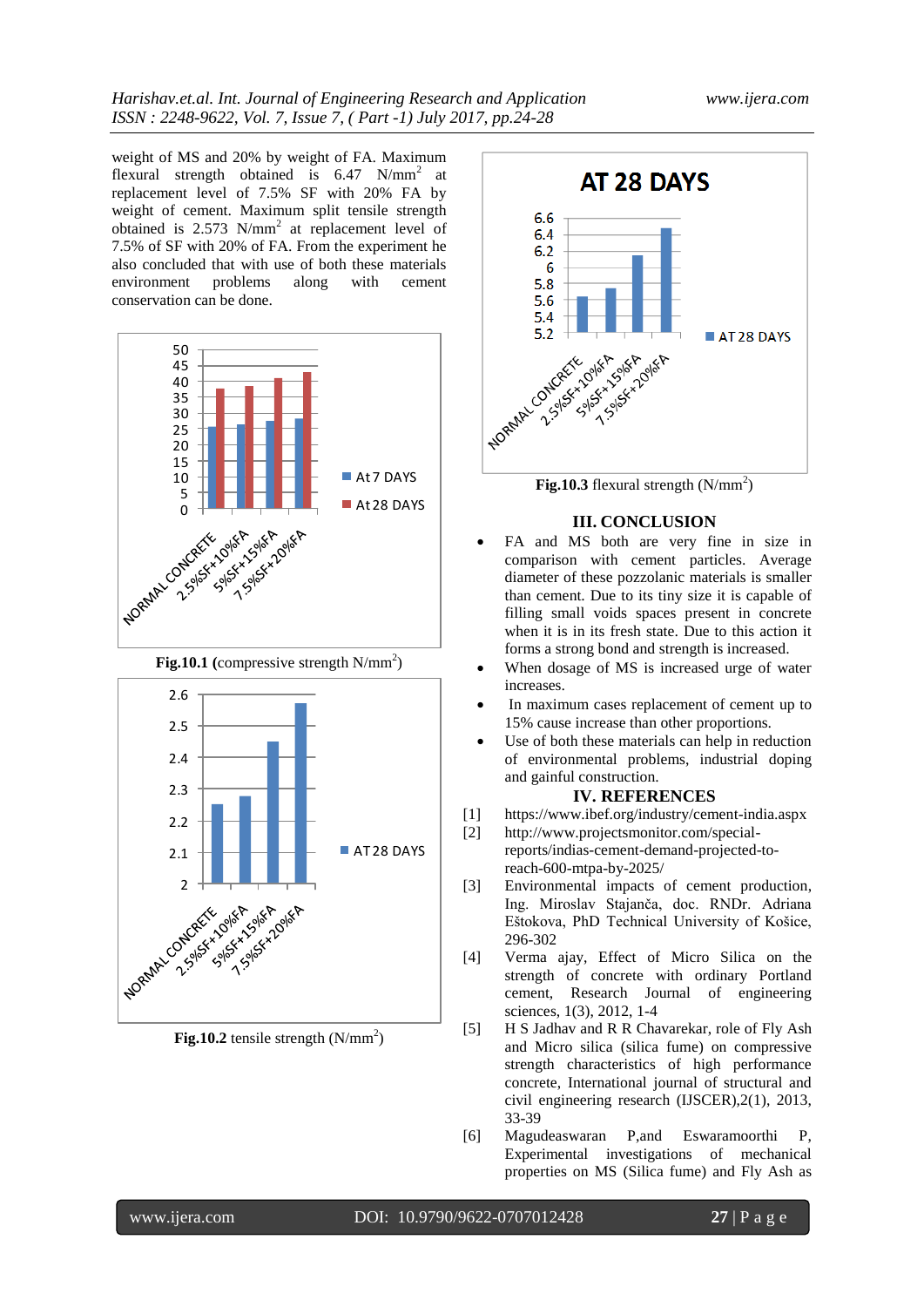weight of MS and 20% by weight of FA. Maximum flexural strength obtained is 6.47 N/mm$^2$ at replacement level of 7.5% SF with 20% FA by weight of cement. Maximum split tensile strength obtained is 2.573 N/mm$^2$ at replacement level of 7.5% of SF with 20% of FA. From the experiment he also concluded that with use of both these materials environment problems along with cement conservation can be done.

**Fig.10.1** (compressive strength N/mm$^2$)

**Fig.10.2** tensile strength (N/mm$^2$)

**Fig.10.3** flexural strength (N/mm$^2$)

## III. CONCLUSION

- FA and MS both are very fine in size in comparison with cement particles. Average diameter of these pozzolanic materials is smaller than cement. Due to its tiny size it is capable of filling small voids spaces present in concrete when it is in its fresh state. Due to this action it forms a strong bond and strength is increased.
- When dosage of MS is increased urge of water increases.
- In maximum cases replacement of cement up to 15% cause increase than other proportions.
- Use of both these materials can help in reduction of environmental problems, industrial doping and gainful construction.

## IV. REFERENCES

[1] https://www.ibef.org/industry/cement-india.aspx

[2] http://www.projectsmonitor.com/special-reports/indias-cement-demand-projected-to-reach-600-mtpa-by-2025/

[3] Environmental impacts of cement production, Ing. Miroslav Stajanča, doc. RNDr. Adriana Eštokova, PhD Technical University of Košice, 296-302

[4] Verma ajay, Effect of Micro Silica on the strength of concrete with ordinary Portland cement, Research Journal of engineering sciences, 1(3), 2012, 1-4

[5] H S Jadhav and R R Chavarekar, role of Fly Ash and Micro silica (silica fume) on compressive strength characteristics of high performance concrete, International journal of structural and civil engineering research (IJSCER),2(1), 2013, 33-39

[6] Magudeaswaran P,and Eswaramoorthi P, Experimental investigations of mechanical properties on MS (Silica fume) and Fly Ash as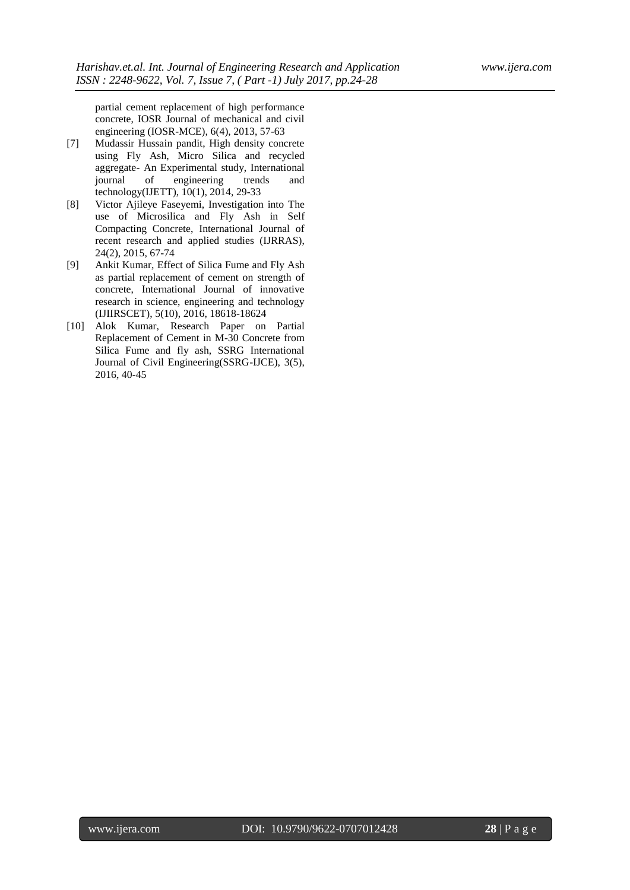partial cement replacement of high performance concrete, IOSR Journal of mechanical and civil engineering (IOSR-MCE), 6(4), 2013, 57-63

[7] Mudassir Hussain pandit, High density concrete using Fly Ash, Micro Silica and recycled aggregate- An Experimental study, International journal of engineering trends and technology(IJETT), 10(1), 2014, 29-33

[8] Victor Ajileye Faseyemi, Investigation into The use of Microsilica and Fly Ash in Self Compacting Concrete, International Journal of recent research and applied studies (IJRRAS), 24(2), 2015, 67-74

[9] Ankit Kumar, Effect of Silica Fume and Fly Ash as partial replacement of cement on strength of concrete, International Journal of innovative research in science, engineering and technology (IJIIRSCET), 5(10), 2016, 18618-18624

[10] Alok Kumar, Research Paper on Partial Replacement of Cement in M-30 Concrete from Silica Fume and fly ash, SSRG International Journal of Civil Engineering(SSRG-IJCE), 3(5), 2016, 40-45